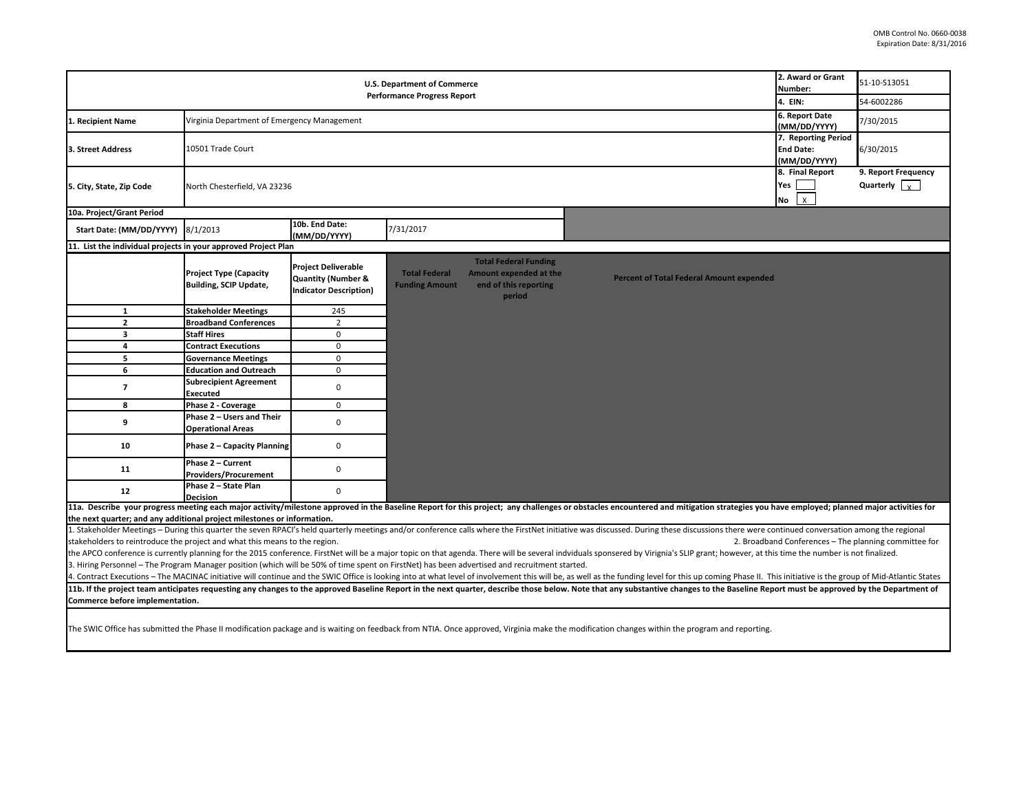OMB Control No. 0660-0038
Expiration Date: 8/31/2016

| U.S. Department of Commerce Performance Progress Report | | 2. Award or Grant Number: | 51-10-S13051 |
|---|---|---|---|
| | | 4. EIN: | 54-6002286 |
| 1. Recipient Name | Virginia Department of Emergency Management | 6. Report Date (MM/DD/YYYY) | 7/30/2015 |
| 3. Street Address | 10501 Trade Court | 7. Reporting Period End Date: (MM/DD/YYYY) | 6/30/2015 |
| 5. City, State, Zip Code | North Chesterfield, VA 23236 | 8. Final Report Yes [ ] No [X] | 9. Report Frequency Quarterly [X] |

**10a. Project/Grant Period**

| Start Date: (MM/DD/YYYY) | 8/1/2013 | 10b. End Date: (MM/DD/YYYY) | 7/31/2017 |
|---|---|---|---|

**11. List the individual projects in your approved Project Plan**

| | Project Type (Capacity Building, SCIP Update, | Project Deliverable Quantity (Number & Indicator Description) | Total Federal Funding Amount | Total Federal Funding Amount expended at the end of this reporting period | Percent of Total Federal Amount expended |
|---|---|---|---|---|---|
| 1 | Stakeholder Meetings | 245 | | | |
| 2 | Broadband Conferences | 2 | | | |
| 3 | Staff Hires | 0 | | | |
| 4 | Contract Executions | 0 | | | |
| 5 | Governance Meetings | 0 | | | |
| 6 | Education and Outreach | 0 | | | |
| 7 | Subrecipient Agreement Executed | 0 | | | |
| 8 | Phase 2 - Coverage | 0 | | | |
| 9 | Phase 2 – Users and Their Operational Areas | 0 | | | |
| 10 | Phase 2 – Capacity Planning | 0 | | | |
| 11 | Phase 2 – Current Providers/Procurement | 0 | | | |
| 12 | Phase 2 – State Plan Decision | 0 | | | |

**11a. Describe your progress meeting each major activity/milestone approved in the Baseline Report for this project; any challenges or obstacles encountered and mitigation strategies you have employed; planned major activities for the next quarter; and any additional project milestones or information.**

1. Stakeholder Meetings – During this quarter the seven RPACI's held quarterly meetings and/or conference calls where the FirstNet initiative was discussed. During these discussions there were continued conversation among the regional stakeholders to reintroduce the project and what this means to the region. 2. Broadband Conferences – The planning committee for the APCO conference is currently planning for the 2015 conference. FirstNet will be a major topic on that agenda. There will be several indviduals sponsered by Virignia's SLIP grant; however, at this time the number is not finalized.
3. Hiring Personnel – The Program Manager position (which will be 50% of time spent on FirstNet) has been advertised and recruitment started.
4. Contract Executions – The MACINAC initiative will continue and the SWIC Office is looking into at what level of involvement this will be, as well as the funding level for this up coming Phase II. This initiative is the group of Mid-Atlantic States

**11b. If the project team anticipates requesting any changes to the approved Baseline Report in the next quarter, describe those below. Note that any substantive changes to the Baseline Report must be approved by the Department of Commerce before implementation.**

The SWIC Office has submitted the Phase II modification package and is waiting on feedback from NTIA. Once approved, Virginia make the modification changes within the program and reporting.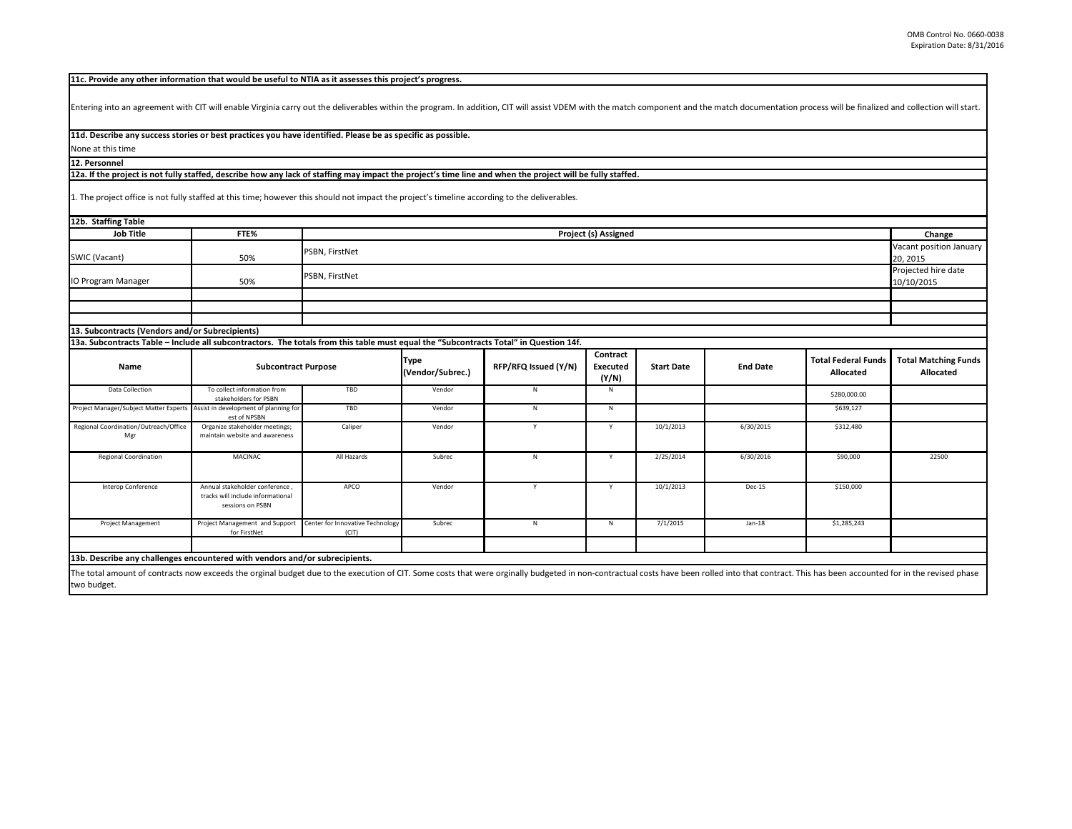**11c. Provide any other information that would be useful to NTIA as it assesses this project's progress.**

Entering into an agreement with CIT will enable Virginia carry out the deliverables within the program. In addition, CIT will assist VDEM with the match component and the match documentation process will be finalized and collection will start.

**11d. Describe any success stories or best practices you have identified. Please be as specific as possible.**

None at this time

**12. Personnel**

**12a. If the project is not fully staffed, describe how any lack of staffing may impact the project's time line and when the project will be fully staffed.**

1. The project office is not fully staffed at this time; however this should not impact the project's timeline according to the deliverables.

**12b. Staffing Table**

| Job Title | FTE% | Project (s) Assigned | Change |
|---|---|---|---|
| SWIC (Vacant) | 50% | PSBN, FirstNet | Vacant position January 20, 2015 |
| IO Program Manager | 50% | PSBN, FirstNet | Projected hire date 10/10/2015 |
| | | | |
| | | | |
| | | | |

**13. Subcontracts (Vendors and/or Subrecipients)**

**13a. Subcontracts Table – Include all subcontractors. The totals from this table must equal the "Subcontracts Total" in Question 14f.**

| Name | Subcontract Purpose | | Type (Vendor/Subrec.) | RFP/RFQ Issued (Y/N) | Contract Executed (Y/N) | Start Date | End Date | Total Federal Funds Allocated | Total Matching Funds Allocated |
|---|---|---|---|---|---|---|---|---|---|
| Data Collection | To collect information from stakeholders for PSBN | TBD | Vendor | N | N | | | $280,000.00 | |
| Project Manager/Subject Matter Experts | Assist in development of planning for est of NPSBN | TBD | Vendor | N | N | | | $639,127 | |
| Regional Coordination/Outreach/Office Mgr | Organize stakeholder meetings; maintain website and awareness | Caliper | Vendor | Y | Y | 10/1/2013 | 6/30/2015 | $312,480 | |
| Regional Coordination | MACINAC | All Hazards | Subrec | N | Y | 2/25/2014 | 6/30/2016 | $90,000 | 22500 |
| Interop Conference | Annual stakeholder conference , tracks will include informational sessions on PSBN | APCO | Vendor | Y | Y | 10/1/2013 | Dec-15 | $150,000 | |
| Project Management | Project Management and Support for FirstNet | Center for Innovative Technology (CIT) | Subrec | N | N | 7/1/2015 | Jan-18 | $1,285,243 | |
| | | | | | | | | | |

**13b. Describe any challenges encountered with vendors and/or subrecipients.**

The total amount of contracts now exceeds the orginal budget due to the execution of CIT. Some costs that were orginally budgeted in non-contractual costs have been rolled into that contract. This has been accounted for in the revised phase two budget.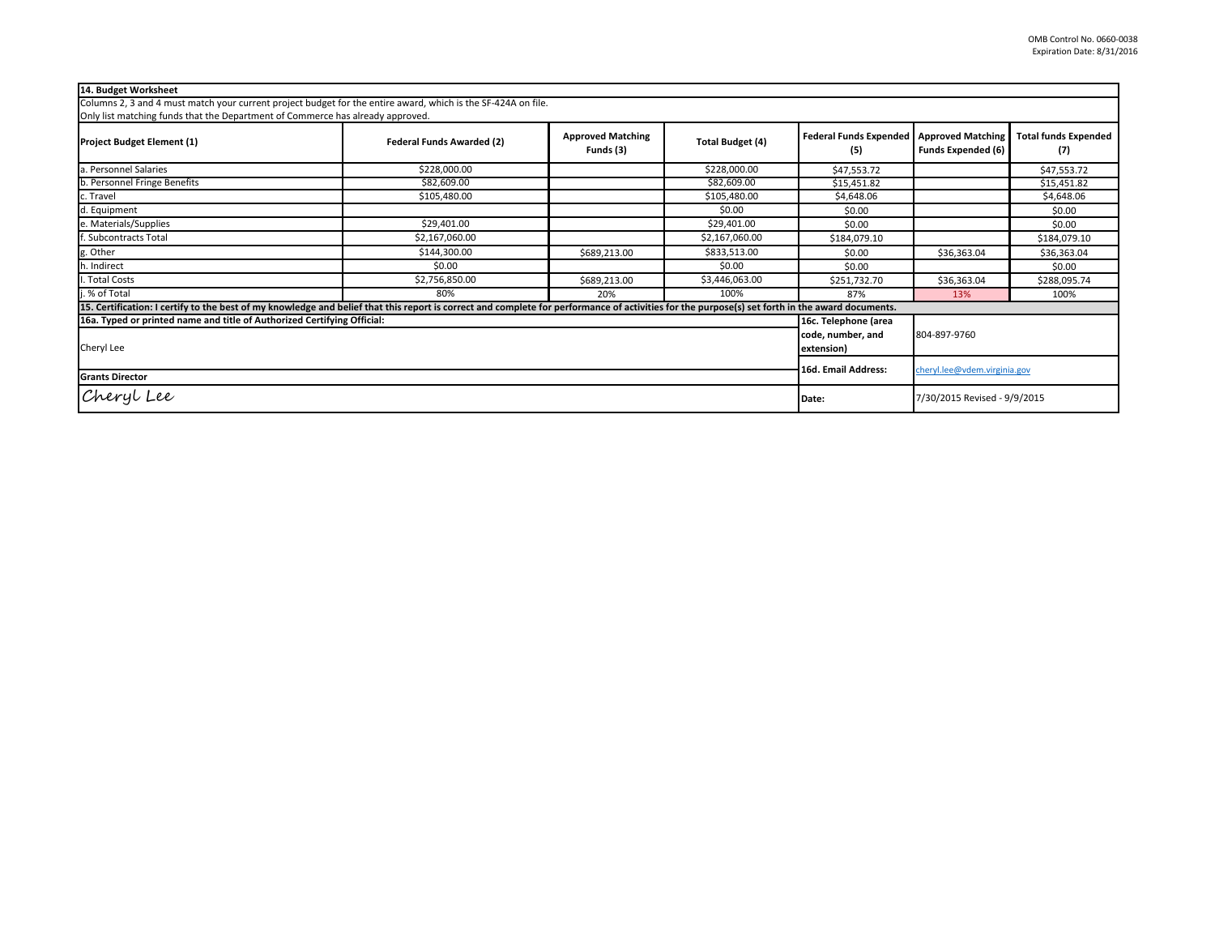OMB Control No. 0660-0038
Expiration Date: 8/31/2016

**14. Budget Worksheet**

Columns 2, 3 and 4 must match your current project budget for the entire award, which is the SF-424A on file.
Only list matching funds that the Department of Commerce has already approved.

| Project Budget Element (1) | Federal Funds Awarded (2) | Approved Matching Funds (3) | Total Budget (4) | Federal Funds Expended (5) | Approved Matching Funds Expended (6) | Total funds Expended (7) |
|---|---|---|---|---|---|---|
| a. Personnel Salaries | $228,000.00 | | $228,000.00 | $47,553.72 | | $47,553.72 |
| b. Personnel Fringe Benefits | $82,609.00 | | $82,609.00 | $15,451.82 | | $15,451.82 |
| c. Travel | $105,480.00 | | $105,480.00 | $4,648.06 | | $4,648.06 |
| d. Equipment | | | $0.00 | $0.00 | | $0.00 |
| e. Materials/Supplies | $29,401.00 | | $29,401.00 | $0.00 | | $0.00 |
| f. Subcontracts Total | $2,167,060.00 | | $2,167,060.00 | $184,079.10 | | $184,079.10 |
| g. Other | $144,300.00 | $689,213.00 | $833,513.00 | $0.00 | $36,363.04 | $36,363.04 |
| h. Indirect | $0.00 | | $0.00 | $0.00 | | $0.00 |
| I. Total Costs | $2,756,850.00 | $689,213.00 | $3,446,063.00 | $251,732.70 | $36,363.04 | $288,095.74 |
| j. % of Total | 80% | 20% | 100% | 87% | 13% | 100% |

**15. Certification: I certify to the best of my knowledge and belief that this report is correct and complete for performance of activities for the purpose(s) set forth in the award documents.**

| | | |
|---|---|---|
| **16a. Typed or printed name and title of Authorized Certifying Official:** Cheryl Lee | **16c. Telephone (area code, number, and extension)** | 804-897-9760 |
| **Grants Director** | **16d. Email Address:** | cheryl.lee@vdem.virginia.gov |
| *Cheryl Lee* | **Date:** | 7/30/2015 Revised - 9/9/2015 |